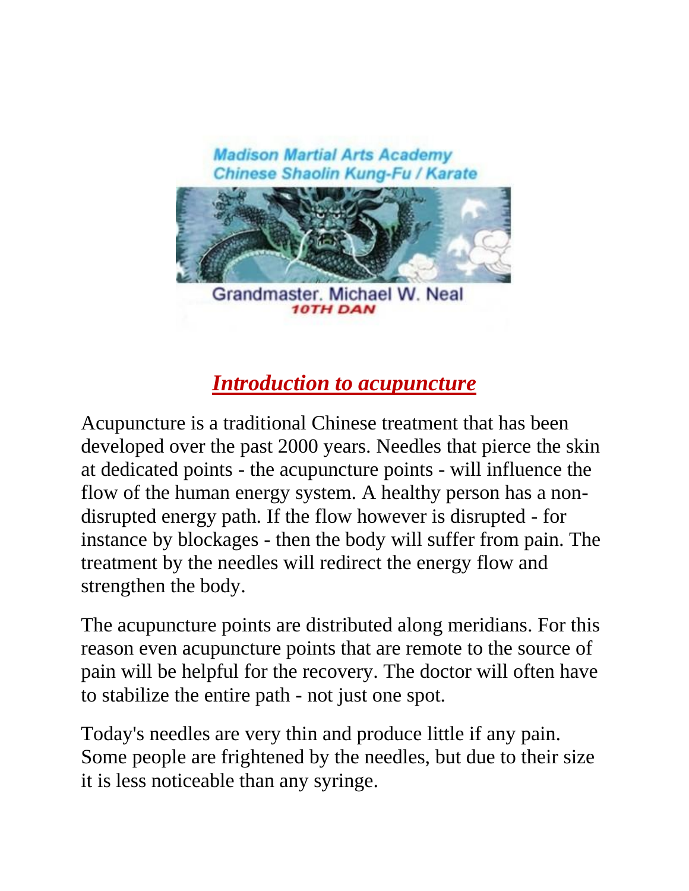Madison Martial Arts Academy
Chinese Shaolin Kung-Fu / Karate

Grandmaster. Michael W. Neal
10TH DAN

# ***Introduction to acupuncture***

Acupuncture is a traditional Chinese treatment that has been developed over the past 2000 years. Needles that pierce the skin at dedicated points - the acupuncture points - will influence the flow of the human energy system. A healthy person has a non-disrupted energy path. If the flow however is disrupted - for instance by blockages - then the body will suffer from pain. The treatment by the needles will redirect the energy flow and strengthen the body.

The acupuncture points are distributed along meridians. For this reason even acupuncture points that are remote to the source of pain will be helpful for the recovery. The doctor will often have to stabilize the entire path - not just one spot.

Today's needles are very thin and produce little if any pain. Some people are frightened by the needles, but due to their size it is less noticeable than any syringe.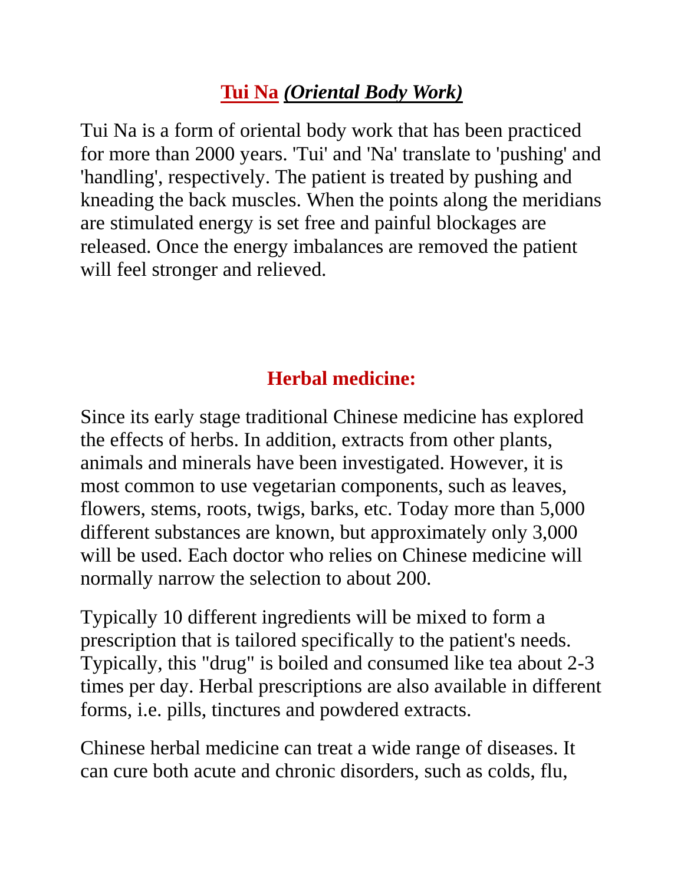## **Tui Na** ***(Oriental Body Work)***

Tui Na is a form of oriental body work that has been practiced for more than 2000 years. 'Tui' and 'Na' translate to 'pushing' and 'handling', respectively. The patient is treated by pushing and kneading the back muscles. When the points along the meridians are stimulated energy is set free and painful blockages are released. Once the energy imbalances are removed the patient will feel stronger and relieved.

## **Herbal medicine:**

Since its early stage traditional Chinese medicine has explored the effects of herbs. In addition, extracts from other plants, animals and minerals have been investigated. However, it is most common to use vegetarian components, such as leaves, flowers, stems, roots, twigs, barks, etc. Today more than 5,000 different substances are known, but approximately only 3,000 will be used. Each doctor who relies on Chinese medicine will normally narrow the selection to about 200.

Typically 10 different ingredients will be mixed to form a prescription that is tailored specifically to the patient's needs. Typically, this "drug" is boiled and consumed like tea about 2-3 times per day. Herbal prescriptions are also available in different forms, i.e. pills, tinctures and powdered extracts.

Chinese herbal medicine can treat a wide range of diseases. It can cure both acute and chronic disorders, such as colds, flu,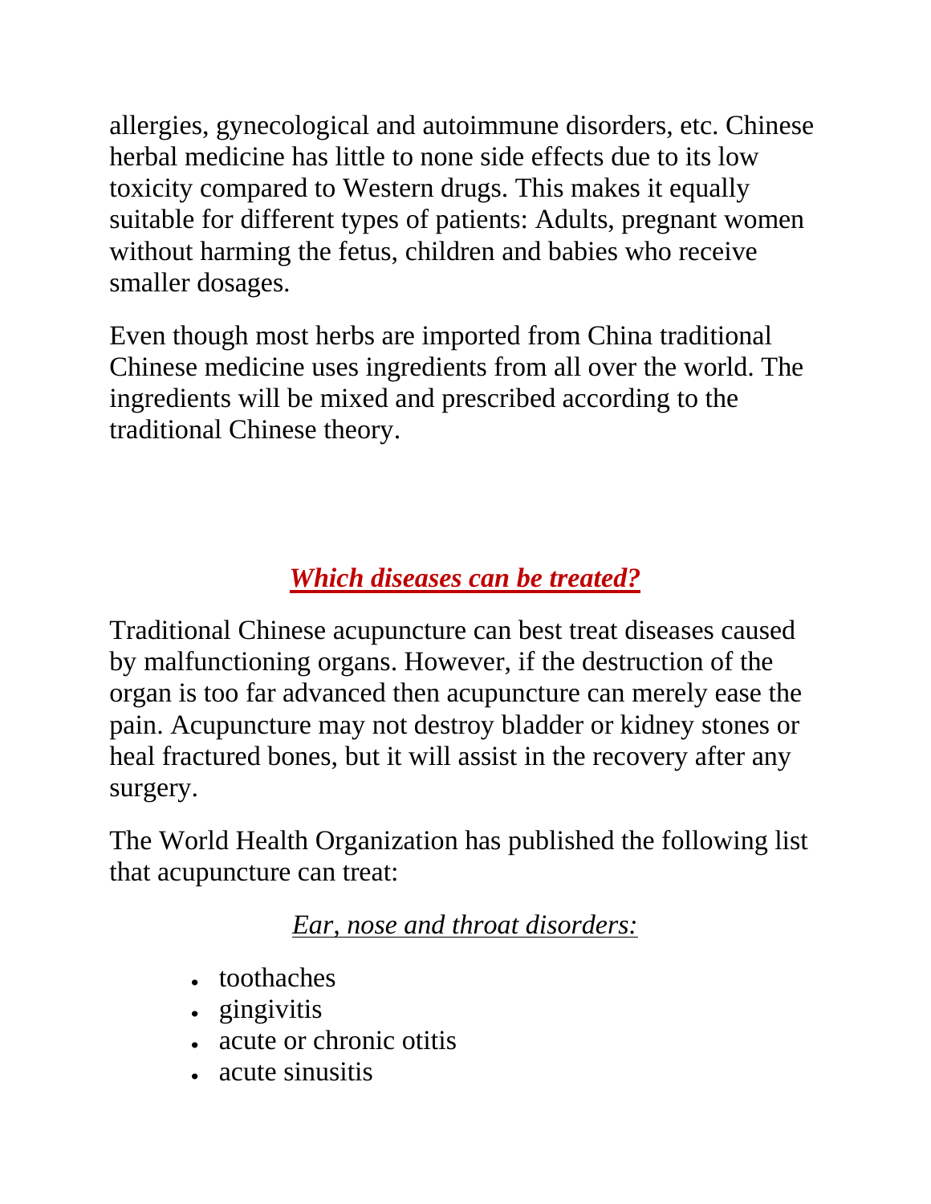allergies, gynecological and autoimmune disorders, etc. Chinese herbal medicine has little to none side effects due to its low toxicity compared to Western drugs. This makes it equally suitable for different types of patients: Adults, pregnant women without harming the fetus, children and babies who receive smaller dosages.

Even though most herbs are imported from China traditional Chinese medicine uses ingredients from all over the world. The ingredients will be mixed and prescribed according to the traditional Chinese theory.

## ***Which diseases can be treated?***

Traditional Chinese acupuncture can best treat diseases caused by malfunctioning organs. However, if the destruction of the organ is too far advanced then acupuncture can merely ease the pain. Acupuncture may not destroy bladder or kidney stones or heal fractured bones, but it will assist in the recovery after any surgery.

The World Health Organization has published the following list that acupuncture can treat:

*Ear, nose and throat disorders:*

- toothaches
- gingivitis
- acute or chronic otitis
- acute sinusitis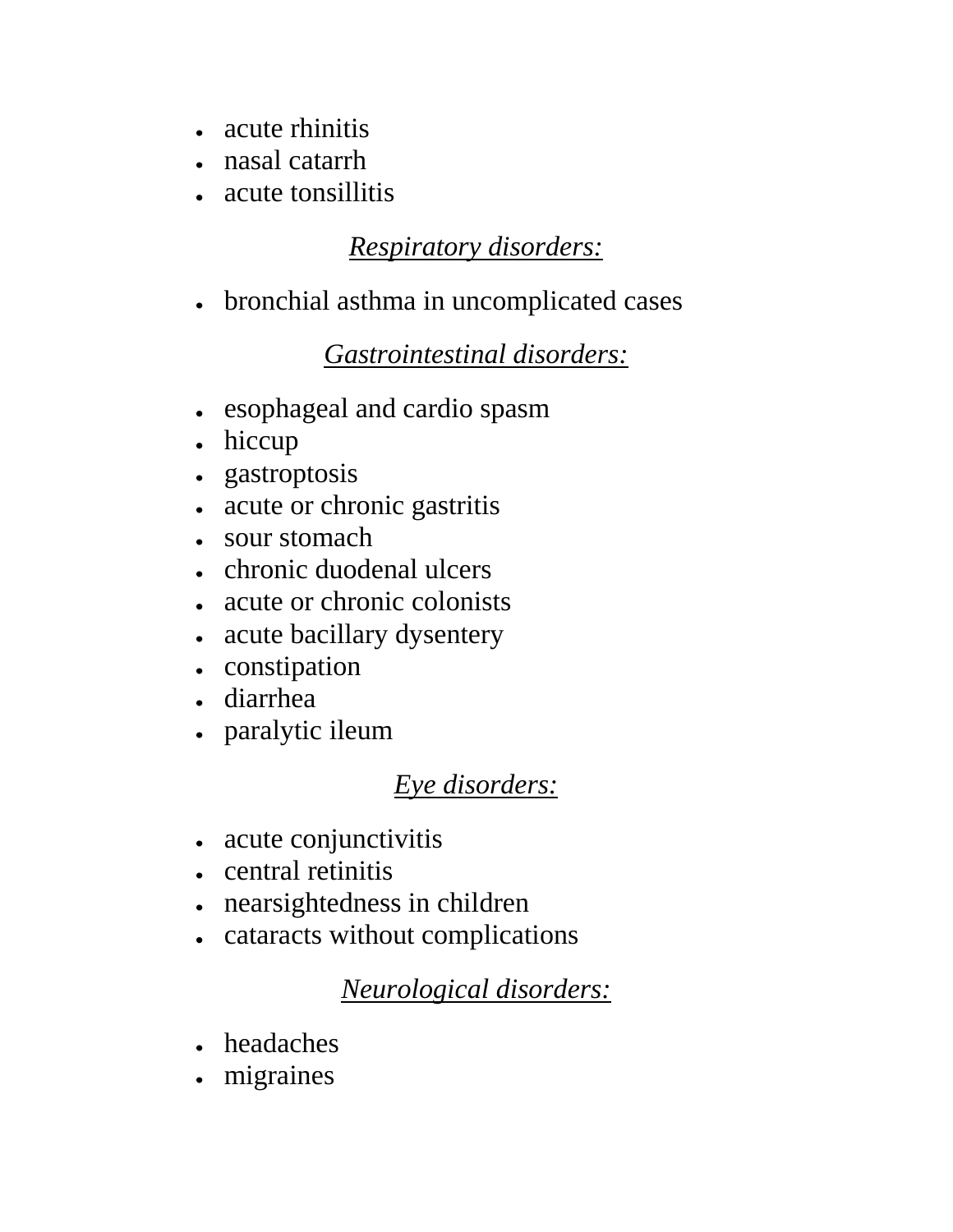- acute rhinitis
- nasal catarrh
- acute tonsillitis

*Respiratory disorders:*

- bronchial asthma in uncomplicated cases

*Gastrointestinal disorders:*

- esophageal and cardio spasm
- hiccup
- gastroptosis
- acute or chronic gastritis
- sour stomach
- chronic duodenal ulcers
- acute or chronic colonists
- acute bacillary dysentery
- constipation
- diarrhea
- paralytic ileum

*Eye disorders:*

- acute conjunctivitis
- central retinitis
- nearsightedness in children
- cataracts without complications

*Neurological disorders:*

- headaches
- migraines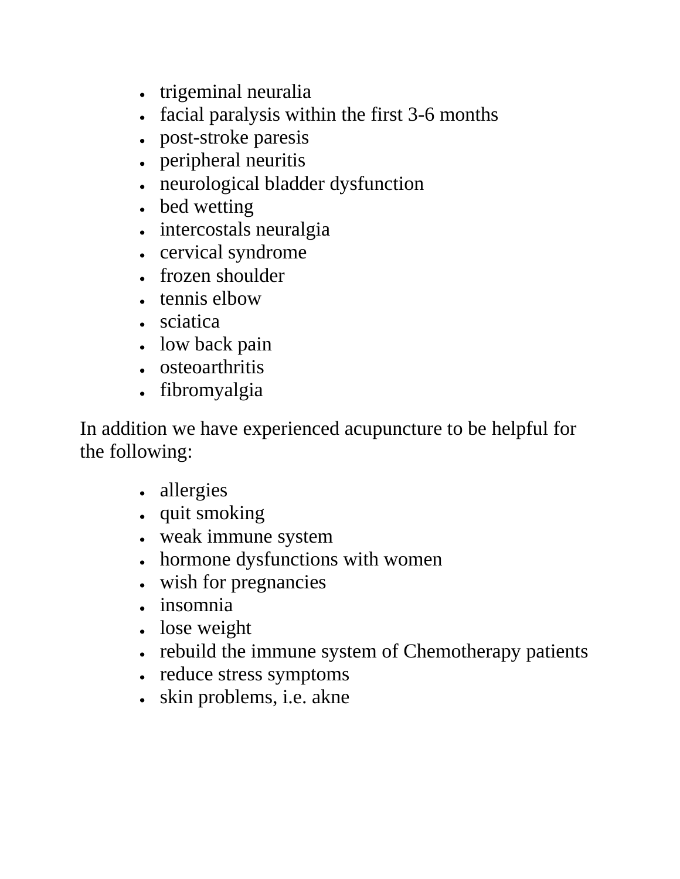- trigeminal neuralia
- facial paralysis within the first 3-6 months
- post-stroke paresis
- peripheral neuritis
- neurological bladder dysfunction
- bed wetting
- intercostals neuralgia
- cervical syndrome
- frozen shoulder
- tennis elbow
- sciatica
- low back pain
- osteoarthritis
- fibromyalgia

In addition we have experienced acupuncture to be helpful for the following:

- allergies
- quit smoking
- weak immune system
- hormone dysfunctions with women
- wish for pregnancies
- insomnia
- lose weight
- rebuild the immune system of Chemotherapy patients
- reduce stress symptoms
- skin problems, i.e. akne